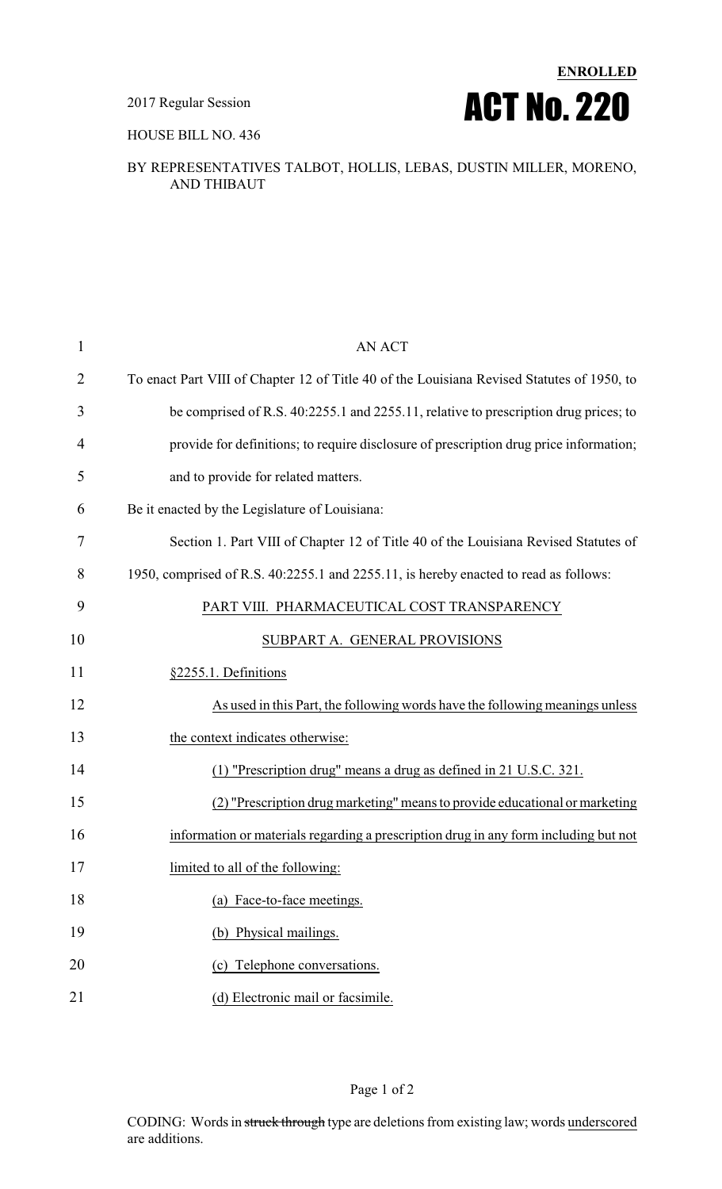2017 Regular Session

HOUSE BILL NO. 436

**ENROLLED**

# ACT No. 220

BY REPRESENTATIVES TALBOT, HOLLIS, LEBAS, DUSTIN MILLER, MORENO, AND THIBAUT

AN ACT

To enact Part VIII of Chapter 12 of Title 40 of the Louisiana Revised Statutes of 1950, to be comprised of R.S. 40:2255.1 and 2255.11, relative to prescription drug prices; to provide for definitions; to require disclosure of prescription drug price information; and to provide for related matters.

Be it enacted by the Legislature of Louisiana:

Section 1. Part VIII of Chapter 12 of Title 40 of the Louisiana Revised Statutes of 1950, comprised of R.S. 40:2255.1 and 2255.11, is hereby enacted to read as follows:

PART VIII. PHARMACEUTICAL COST TRANSPARENCY

SUBPART A. GENERAL PROVISIONS

§2255.1. Definitions

As used in this Part, the following words have the following meanings unless the context indicates otherwise:

(1) "Prescription drug" means a drug as defined in 21 U.S.C. 321.

(2) "Prescription drug marketing" means to provide educational or marketing information or materials regarding a prescription drug in any form including but not limited to all of the following:

(a) Face-to-face meetings.

(b) Physical mailings.

(c) Telephone conversations.

(d) Electronic mail or facsimile.

CODING: Words in ~~struck through~~ type are deletions from existing law; words underscored are additions.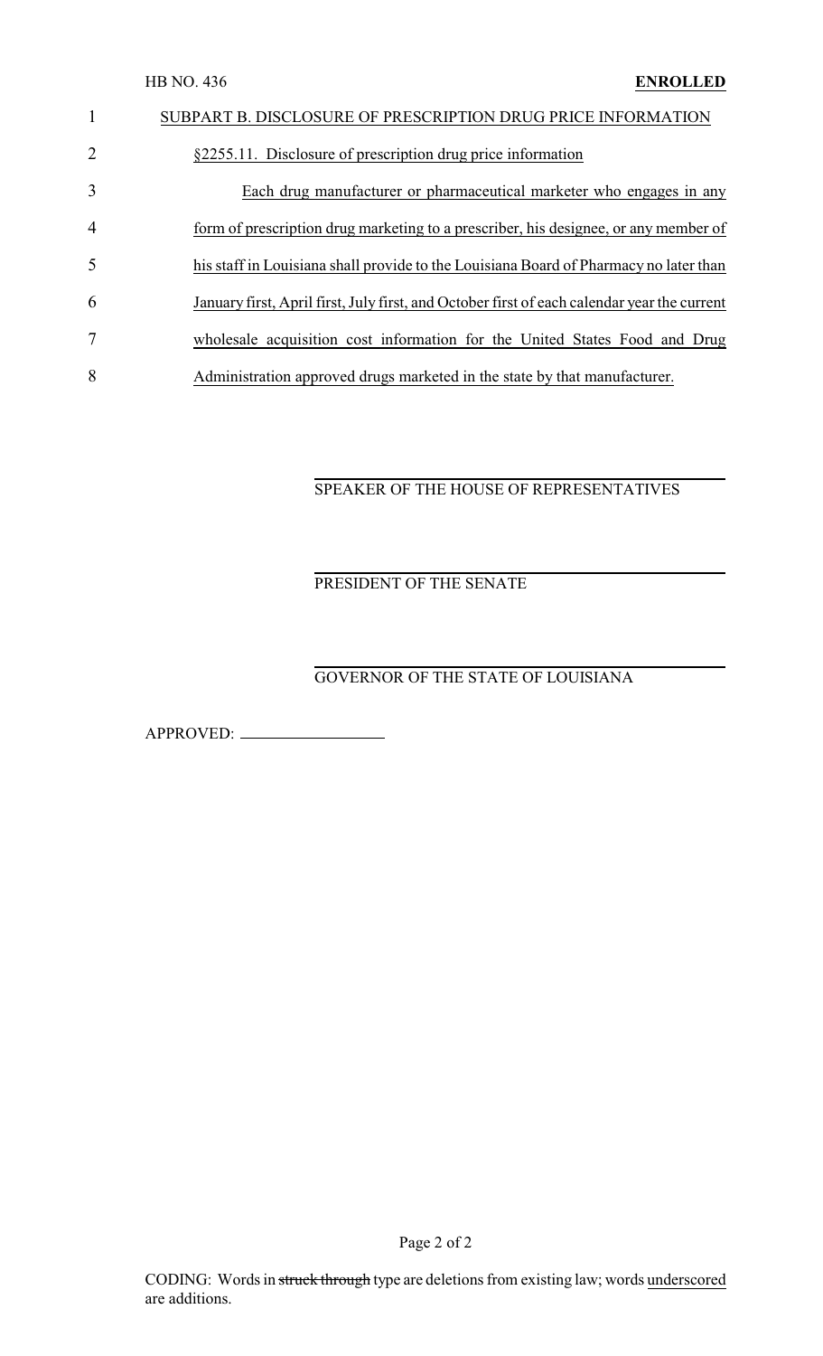SUBPART B. DISCLOSURE OF PRESCRIPTION DRUG PRICE INFORMATION

§2255.11. Disclosure of prescription drug price information

Each drug manufacturer or pharmaceutical marketer who engages in any form of prescription drug marketing to a prescriber, his designee, or any member of his staff in Louisiana shall provide to the Louisiana Board of Pharmacy no later than January first, April first, July first, and October first of each calendar year the current wholesale acquisition cost information for the United States Food and Drug Administration approved drugs marketed in the state by that manufacturer.

SPEAKER OF THE HOUSE OF REPRESENTATIVES

PRESIDENT OF THE SENATE

GOVERNOR OF THE STATE OF LOUISIANA

APPROVED: \_\_\_\_\_\_\_\_\_\_\_\_\_\_\_\_\_\_

CODING: Words in ~~struck through~~ type are deletions from existing law; words underscored are additions.